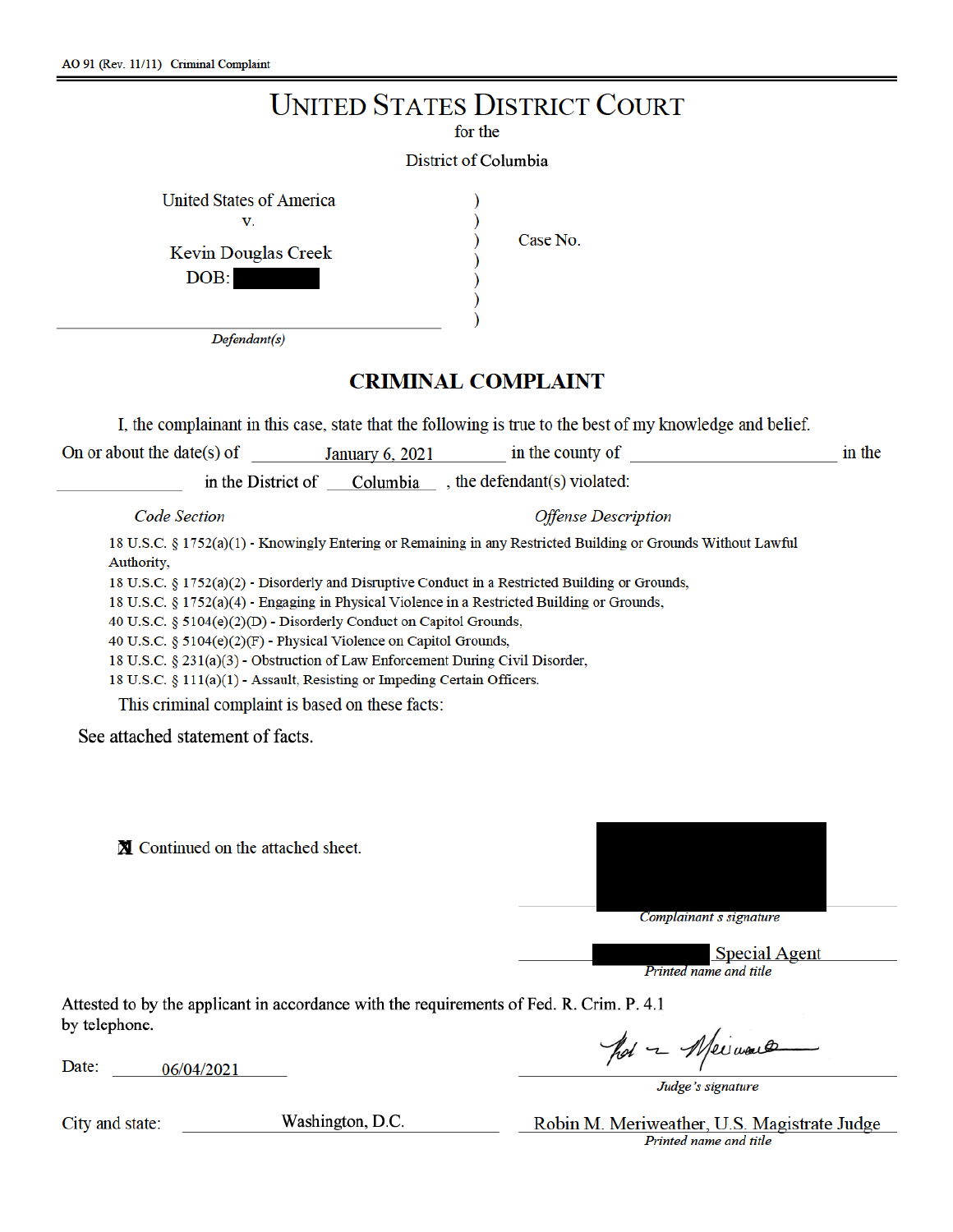AO 91 (Rev. 11/11) Criminal Complaint

# UNITED STATES DISTRICT COURT

for the

District of Columbia

United States of America
v.
Kevin Douglas Creek
DOB: [REDACTED]

Case No.

*Defendant(s)*

## CRIMINAL COMPLAINT

I, the complainant in this case, state that the following is true to the best of my knowledge and belief.

On or about the date(s) of January 6, 2021 in the county of ______ in the ______ in the District of Columbia, the defendant(s) violated:

*Code Section* — *Offense Description*

18 U.S.C. § 1752(a)(1) - Knowingly Entering or Remaining in any Restricted Building or Grounds Without Lawful Authority,
18 U.S.C. § 1752(a)(2) - Disorderly and Disruptive Conduct in a Restricted Building or Grounds,
18 U.S.C. § 1752(a)(4) - Engaging in Physical Violence in a Restricted Building or Grounds,
40 U.S.C. § 5104(e)(2)(D) - Disorderly Conduct on Capitol Grounds,
40 U.S.C. § 5104(e)(2)(F) - Physical Violence on Capitol Grounds,
18 U.S.C. § 231(a)(3) - Obstruction of Law Enforcement During Civil Disorder,
18 U.S.C. § 111(a)(1) - Assault, Resisting or Impeding Certain Officers.

This criminal complaint is based on these facts:

See attached statement of facts.

☒ Continued on the attached sheet.

[REDACTED]
*Complainant's signature*

[REDACTED] Special Agent
*Printed name and title*

Attested to by the applicant in accordance with the requirements of Fed. R. Crim. P. 4.1 by telephone.

Date: 06/04/2021

*Judge's signature*

City and state: Washington, D.C.

Robin M. Meriweather, U.S. Magistrate Judge
*Printed name and title*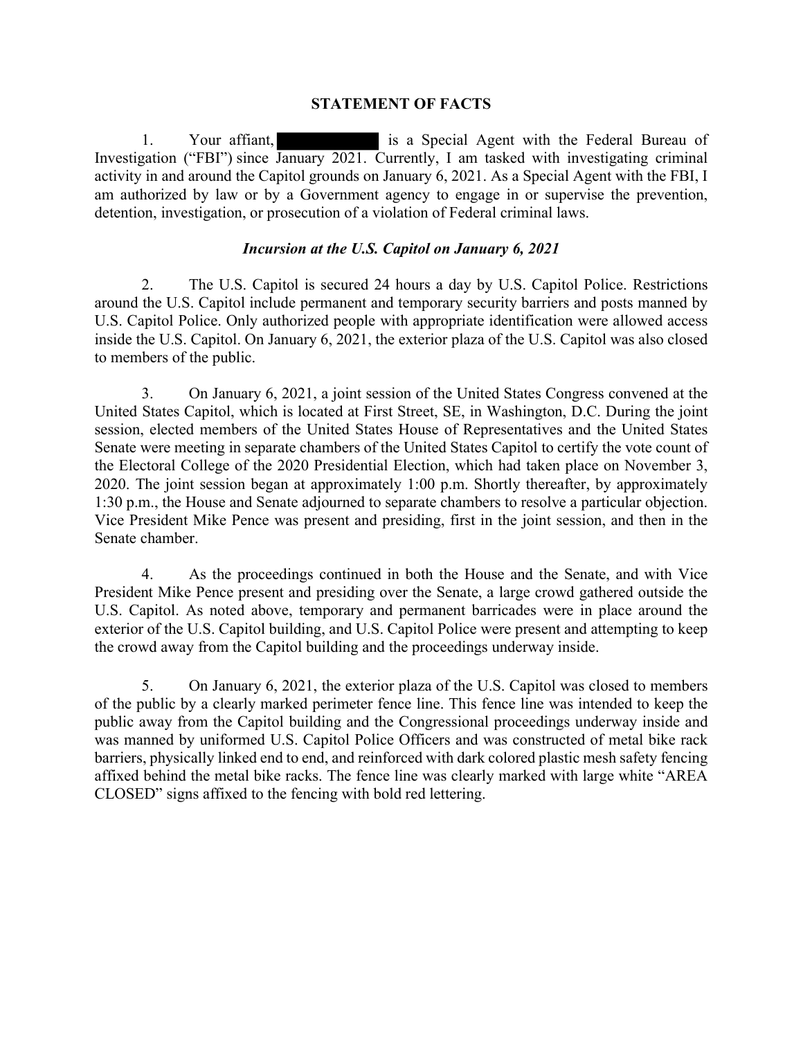**STATEMENT OF FACTS**

1. Your affiant, ████████ is a Special Agent with the Federal Bureau of Investigation ("FBI") since January 2021. Currently, I am tasked with investigating criminal activity in and around the Capitol grounds on January 6, 2021. As a Special Agent with the FBI, I am authorized by law or by a Government agency to engage in or supervise the prevention, detention, investigation, or prosecution of a violation of Federal criminal laws.

***Incursion at the U.S. Capitol on January 6, 2021***

2. The U.S. Capitol is secured 24 hours a day by U.S. Capitol Police. Restrictions around the U.S. Capitol include permanent and temporary security barriers and posts manned by U.S. Capitol Police. Only authorized people with appropriate identification were allowed access inside the U.S. Capitol. On January 6, 2021, the exterior plaza of the U.S. Capitol was also closed to members of the public.

3. On January 6, 2021, a joint session of the United States Congress convened at the United States Capitol, which is located at First Street, SE, in Washington, D.C. During the joint session, elected members of the United States House of Representatives and the United States Senate were meeting in separate chambers of the United States Capitol to certify the vote count of the Electoral College of the 2020 Presidential Election, which had taken place on November 3, 2020. The joint session began at approximately 1:00 p.m. Shortly thereafter, by approximately 1:30 p.m., the House and Senate adjourned to separate chambers to resolve a particular objection. Vice President Mike Pence was present and presiding, first in the joint session, and then in the Senate chamber.

4. As the proceedings continued in both the House and the Senate, and with Vice President Mike Pence present and presiding over the Senate, a large crowd gathered outside the U.S. Capitol. As noted above, temporary and permanent barricades were in place around the exterior of the U.S. Capitol building, and U.S. Capitol Police were present and attempting to keep the crowd away from the Capitol building and the proceedings underway inside.

5. On January 6, 2021, the exterior plaza of the U.S. Capitol was closed to members of the public by a clearly marked perimeter fence line. This fence line was intended to keep the public away from the Capitol building and the Congressional proceedings underway inside and was manned by uniformed U.S. Capitol Police Officers and was constructed of metal bike rack barriers, physically linked end to end, and reinforced with dark colored plastic mesh safety fencing affixed behind the metal bike racks. The fence line was clearly marked with large white "AREA CLOSED" signs affixed to the fencing with bold red lettering.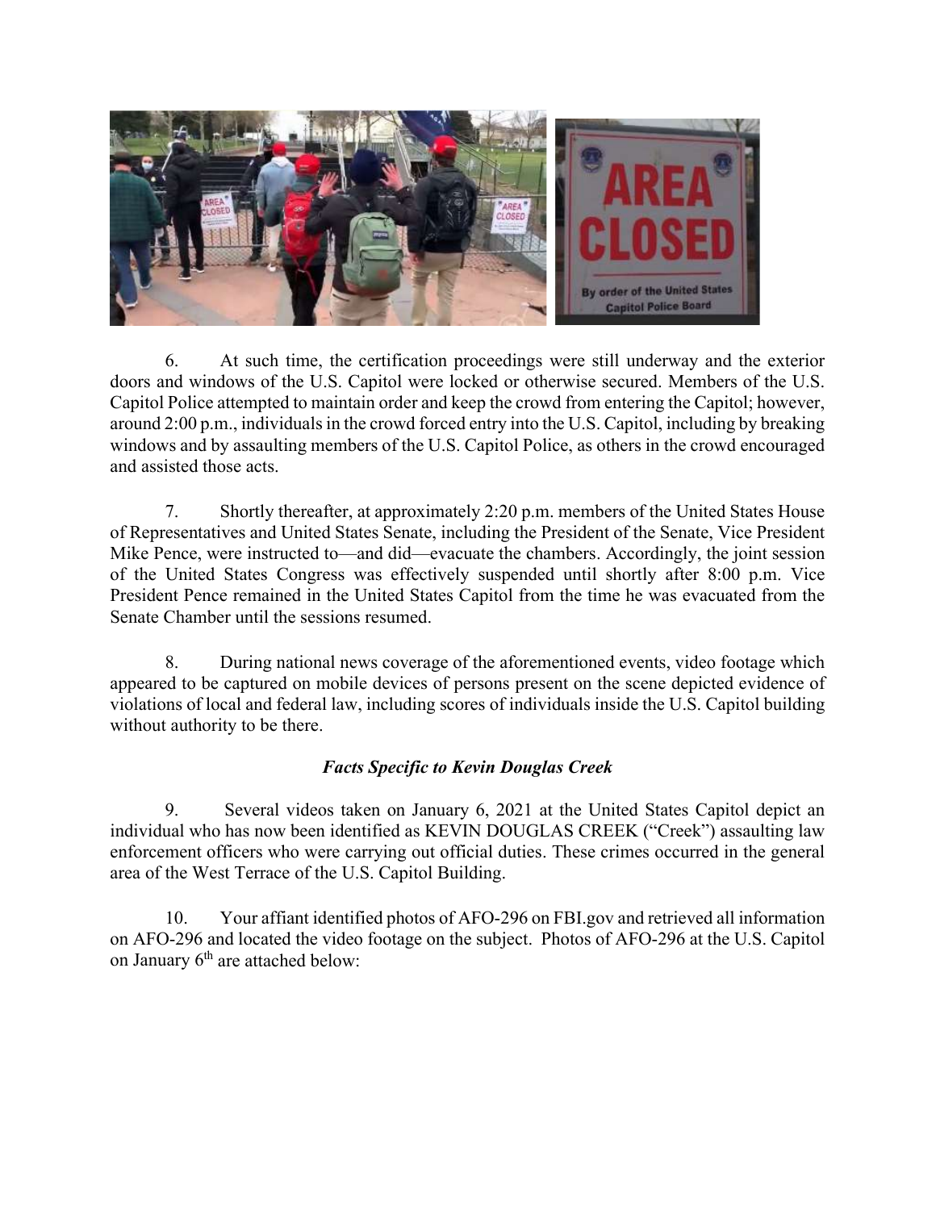6. At such time, the certification proceedings were still underway and the exterior doors and windows of the U.S. Capitol were locked or otherwise secured. Members of the U.S. Capitol Police attempted to maintain order and keep the crowd from entering the Capitol; however, around 2:00 p.m., individuals in the crowd forced entry into the U.S. Capitol, including by breaking windows and by assaulting members of the U.S. Capitol Police, as others in the crowd encouraged and assisted those acts.

7. Shortly thereafter, at approximately 2:20 p.m. members of the United States House of Representatives and United States Senate, including the President of the Senate, Vice President Mike Pence, were instructed to—and did—evacuate the chambers. Accordingly, the joint session of the United States Congress was effectively suspended until shortly after 8:00 p.m. Vice President Pence remained in the United States Capitol from the time he was evacuated from the Senate Chamber until the sessions resumed.

8. During national news coverage of the aforementioned events, video footage which appeared to be captured on mobile devices of persons present on the scene depicted evidence of violations of local and federal law, including scores of individuals inside the U.S. Capitol building without authority to be there.

### *Facts Specific to Kevin Douglas Creek*

9. Several videos taken on January 6, 2021 at the United States Capitol depict an individual who has now been identified as KEVIN DOUGLAS CREEK ("Creek") assaulting law enforcement officers who were carrying out official duties. These crimes occurred in the general area of the West Terrace of the U.S. Capitol Building.

10. Your affiant identified photos of AFO-296 on FBI.gov and retrieved all information on AFO-296 and located the video footage on the subject. Photos of AFO-296 at the U.S. Capitol on January 6th are attached below: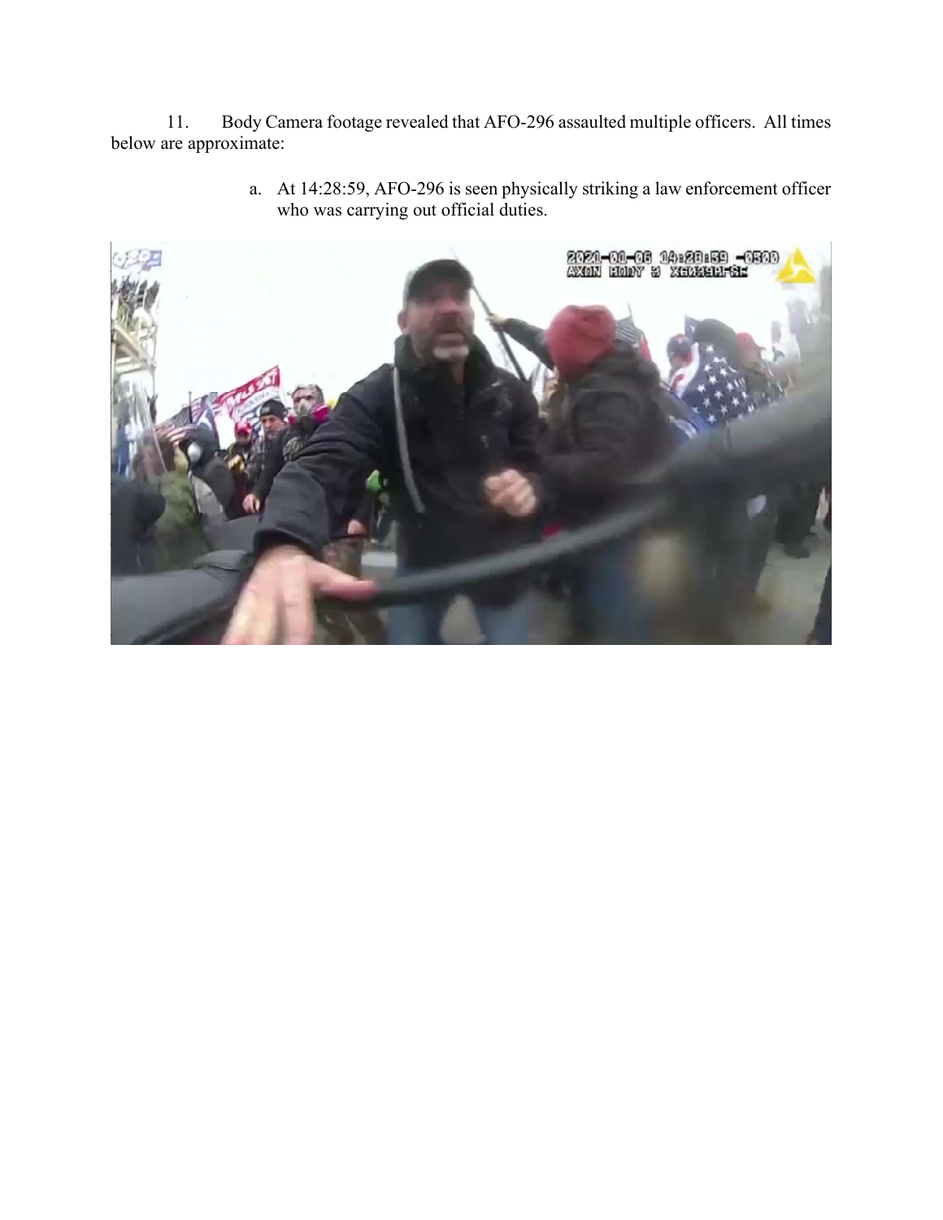11. Body Camera footage revealed that AFO-296 assaulted multiple officers. All times below are approximate:

a. At 14:28:59, AFO-296 is seen physically striking a law enforcement officer who was carrying out official duties.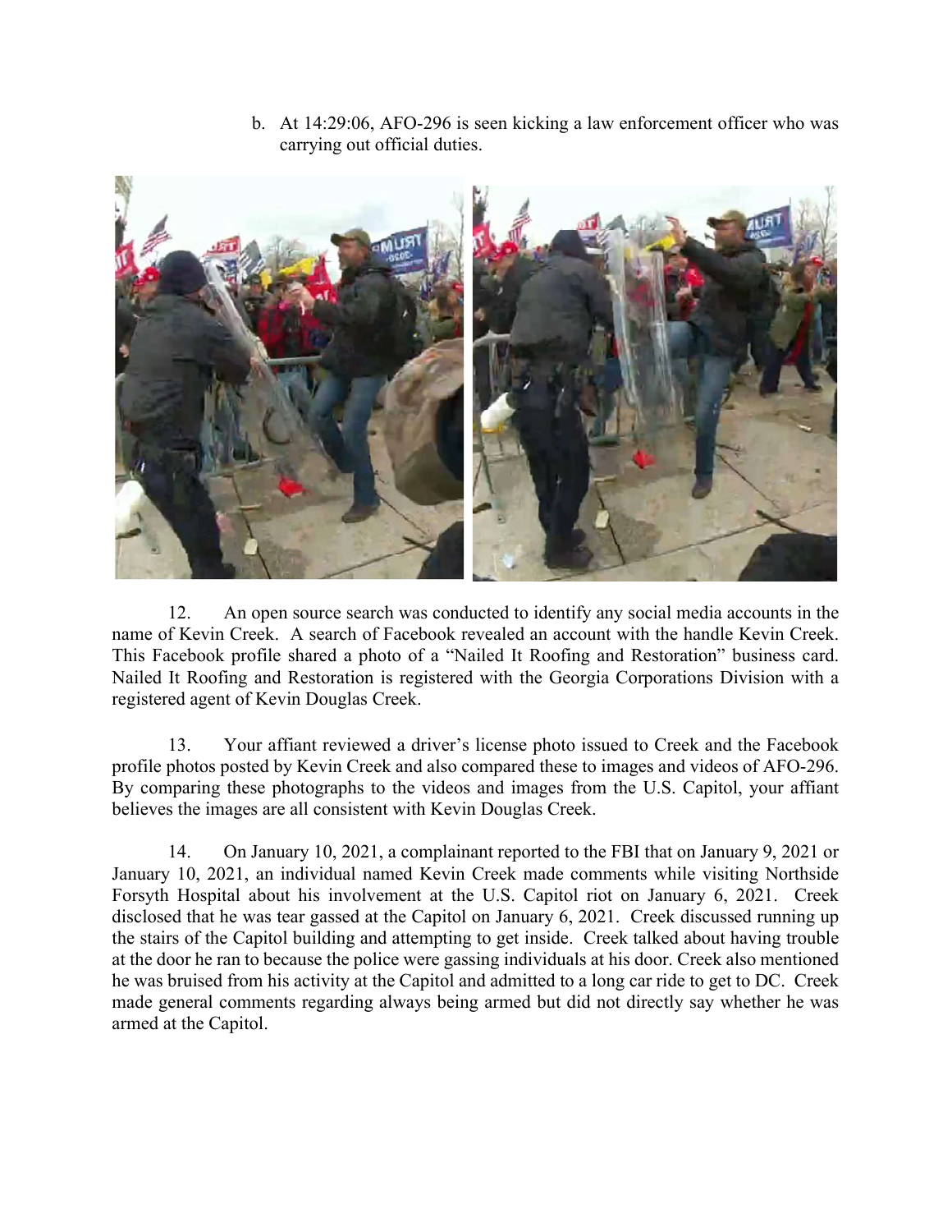b. At 14:29:06, AFO-296 is seen kicking a law enforcement officer who was carrying out official duties.

12. An open source search was conducted to identify any social media accounts in the name of Kevin Creek. A search of Facebook revealed an account with the handle Kevin Creek. This Facebook profile shared a photo of a "Nailed It Roofing and Restoration" business card. Nailed It Roofing and Restoration is registered with the Georgia Corporations Division with a registered agent of Kevin Douglas Creek.

13. Your affiant reviewed a driver's license photo issued to Creek and the Facebook profile photos posted by Kevin Creek and also compared these to images and videos of AFO-296. By comparing these photographs to the videos and images from the U.S. Capitol, your affiant believes the images are all consistent with Kevin Douglas Creek.

14. On January 10, 2021, a complainant reported to the FBI that on January 9, 2021 or January 10, 2021, an individual named Kevin Creek made comments while visiting Northside Forsyth Hospital about his involvement at the U.S. Capitol riot on January 6, 2021. Creek disclosed that he was tear gassed at the Capitol on January 6, 2021. Creek discussed running up the stairs of the Capitol building and attempting to get inside. Creek talked about having trouble at the door he ran to because the police were gassing individuals at his door. Creek also mentioned he was bruised from his activity at the Capitol and admitted to a long car ride to get to DC. Creek made general comments regarding always being armed but did not directly say whether he was armed at the Capitol.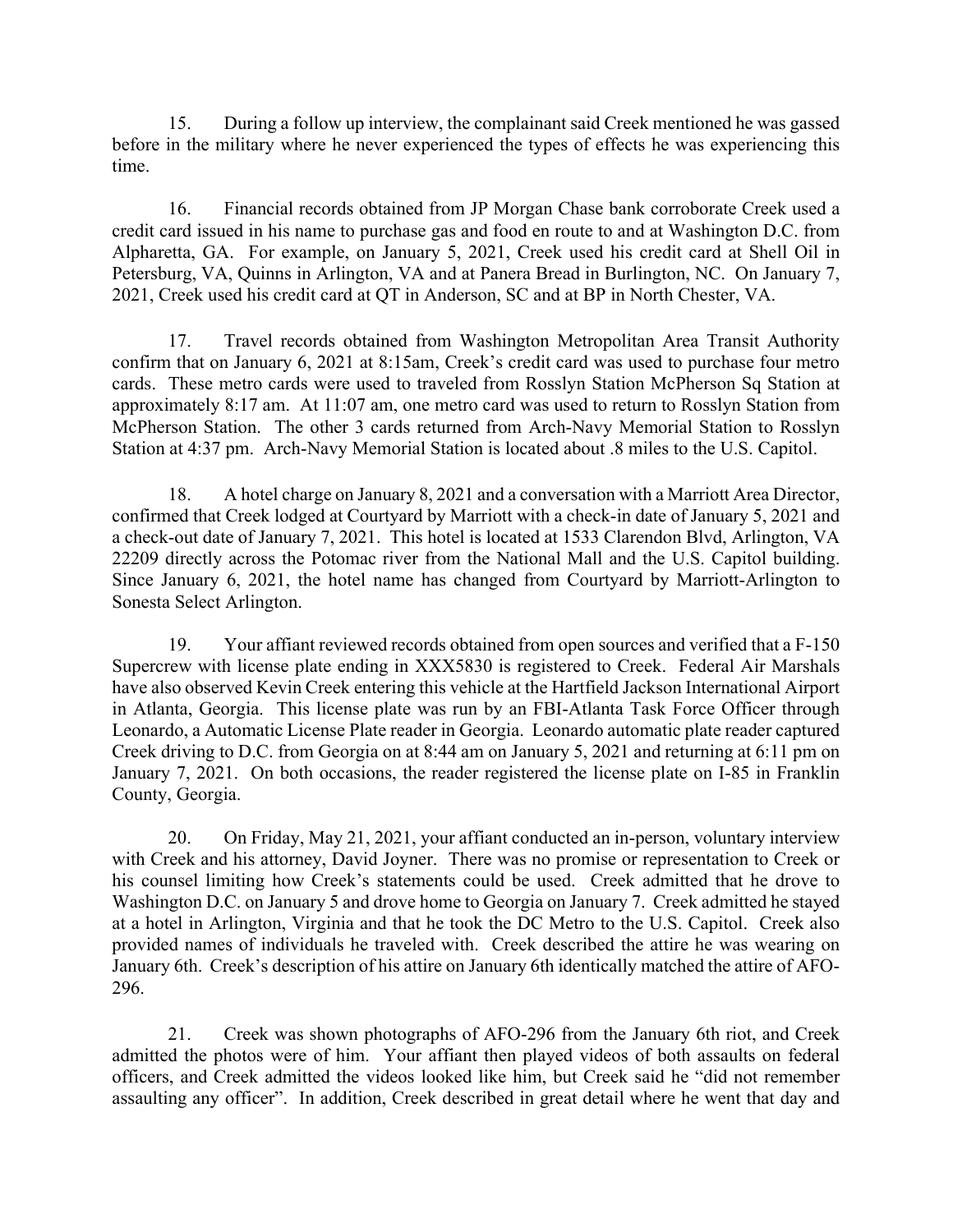15. During a follow up interview, the complainant said Creek mentioned he was gassed before in the military where he never experienced the types of effects he was experiencing this time.

16. Financial records obtained from JP Morgan Chase bank corroborate Creek used a credit card issued in his name to purchase gas and food en route to and at Washington D.C. from Alpharetta, GA. For example, on January 5, 2021, Creek used his credit card at Shell Oil in Petersburg, VA, Quinns in Arlington, VA and at Panera Bread in Burlington, NC. On January 7, 2021, Creek used his credit card at QT in Anderson, SC and at BP in North Chester, VA.

17. Travel records obtained from Washington Metropolitan Area Transit Authority confirm that on January 6, 2021 at 8:15am, Creek's credit card was used to purchase four metro cards. These metro cards were used to traveled from Rosslyn Station McPherson Sq Station at approximately 8:17 am. At 11:07 am, one metro card was used to return to Rosslyn Station from McPherson Station. The other 3 cards returned from Arch-Navy Memorial Station to Rosslyn Station at 4:37 pm. Arch-Navy Memorial Station is located about .8 miles to the U.S. Capitol.

18. A hotel charge on January 8, 2021 and a conversation with a Marriott Area Director, confirmed that Creek lodged at Courtyard by Marriott with a check-in date of January 5, 2021 and a check-out date of January 7, 2021. This hotel is located at 1533 Clarendon Blvd, Arlington, VA 22209 directly across the Potomac river from the National Mall and the U.S. Capitol building. Since January 6, 2021, the hotel name has changed from Courtyard by Marriott-Arlington to Sonesta Select Arlington.

19. Your affiant reviewed records obtained from open sources and verified that a F-150 Supercrew with license plate ending in XXX5830 is registered to Creek. Federal Air Marshals have also observed Kevin Creek entering this vehicle at the Hartfield Jackson International Airport in Atlanta, Georgia. This license plate was run by an FBI-Atlanta Task Force Officer through Leonardo, a Automatic License Plate reader in Georgia. Leonardo automatic plate reader captured Creek driving to D.C. from Georgia on at 8:44 am on January 5, 2021 and returning at 6:11 pm on January 7, 2021. On both occasions, the reader registered the license plate on I-85 in Franklin County, Georgia.

20. On Friday, May 21, 2021, your affiant conducted an in-person, voluntary interview with Creek and his attorney, David Joyner. There was no promise or representation to Creek or his counsel limiting how Creek's statements could be used. Creek admitted that he drove to Washington D.C. on January 5 and drove home to Georgia on January 7. Creek admitted he stayed at a hotel in Arlington, Virginia and that he took the DC Metro to the U.S. Capitol. Creek also provided names of individuals he traveled with. Creek described the attire he was wearing on January 6th. Creek's description of his attire on January 6th identically matched the attire of AFO-296.

21. Creek was shown photographs of AFO-296 from the January 6th riot, and Creek admitted the photos were of him. Your affiant then played videos of both assaults on federal officers, and Creek admitted the videos looked like him, but Creek said he "did not remember assaulting any officer". In addition, Creek described in great detail where he went that day and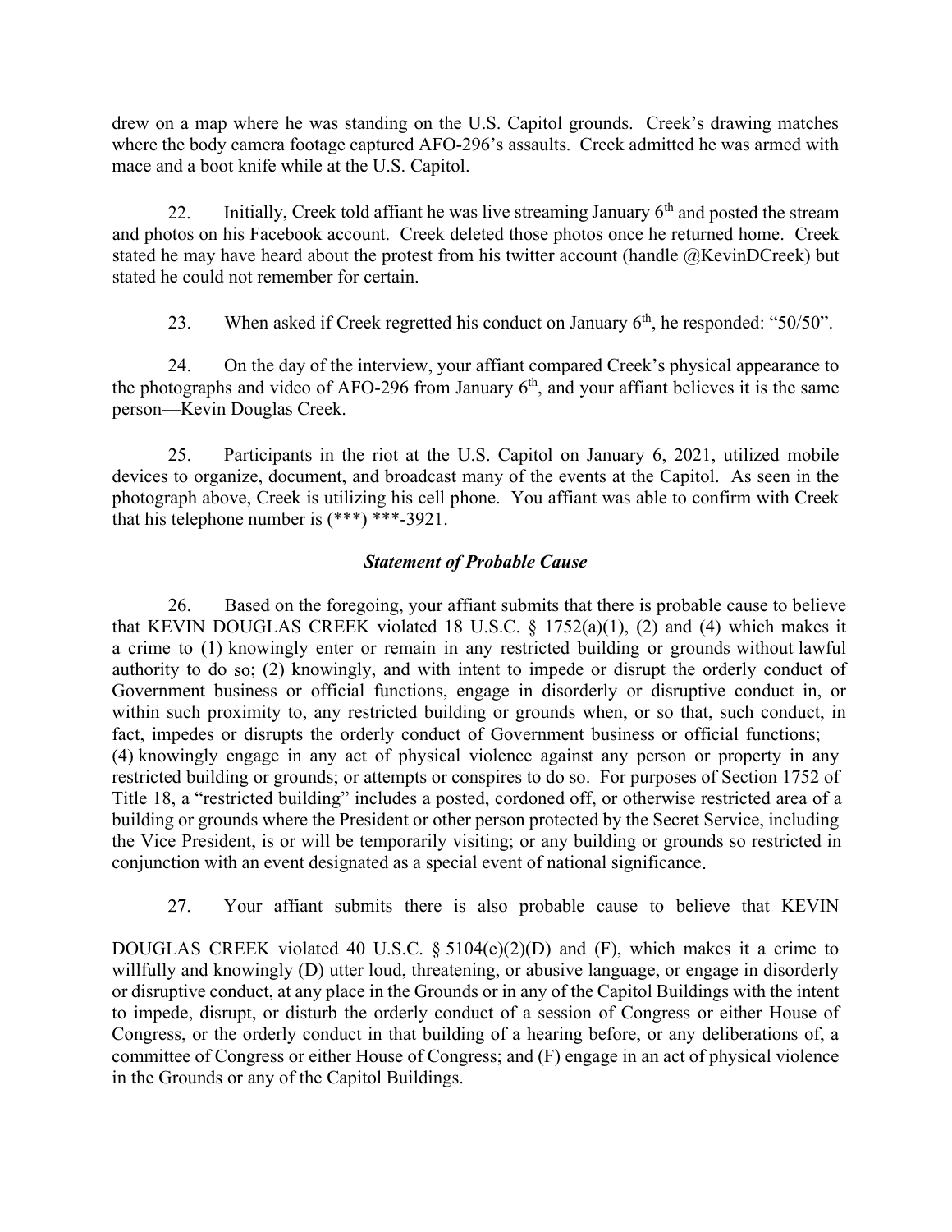drew on a map where he was standing on the U.S. Capitol grounds. Creek's drawing matches where the body camera footage captured AFO-296's assaults. Creek admitted he was armed with mace and a boot knife while at the U.S. Capitol.

22. Initially, Creek told affiant he was live streaming January 6th and posted the stream and photos on his Facebook account. Creek deleted those photos once he returned home. Creek stated he may have heard about the protest from his twitter account (handle @KevinDCreek) but stated he could not remember for certain.

23. When asked if Creek regretted his conduct on January 6th, he responded: "50/50".

24. On the day of the interview, your affiant compared Creek's physical appearance to the photographs and video of AFO-296 from January 6th, and your affiant believes it is the same person—Kevin Douglas Creek.

25. Participants in the riot at the U.S. Capitol on January 6, 2021, utilized mobile devices to organize, document, and broadcast many of the events at the Capitol. As seen in the photograph above, Creek is utilizing his cell phone. You affiant was able to confirm with Creek that his telephone number is (***) ***-3921.

### *Statement of Probable Cause*

26. Based on the foregoing, your affiant submits that there is probable cause to believe that KEVIN DOUGLAS CREEK violated 18 U.S.C. § 1752(a)(1), (2) and (4) which makes it a crime to (1) knowingly enter or remain in any restricted building or grounds without lawful authority to do so; (2) knowingly, and with intent to impede or disrupt the orderly conduct of Government business or official functions, engage in disorderly or disruptive conduct in, or within such proximity to, any restricted building or grounds when, or so that, such conduct, in fact, impedes or disrupts the orderly conduct of Government business or official functions; (4) knowingly engage in any act of physical violence against any person or property in any restricted building or grounds; or attempts or conspires to do so. For purposes of Section 1752 of Title 18, a "restricted building" includes a posted, cordoned off, or otherwise restricted area of a building or grounds where the President or other person protected by the Secret Service, including the Vice President, is or will be temporarily visiting; or any building or grounds so restricted in conjunction with an event designated as a special event of national significance.

27. Your affiant submits there is also probable cause to believe that KEVIN DOUGLAS CREEK violated 40 U.S.C. § 5104(e)(2)(D) and (F), which makes it a crime to willfully and knowingly (D) utter loud, threatening, or abusive language, or engage in disorderly or disruptive conduct, at any place in the Grounds or in any of the Capitol Buildings with the intent to impede, disrupt, or disturb the orderly conduct of a session of Congress or either House of Congress, or the orderly conduct in that building of a hearing before, or any deliberations of, a committee of Congress or either House of Congress; and (F) engage in an act of physical violence in the Grounds or any of the Capitol Buildings.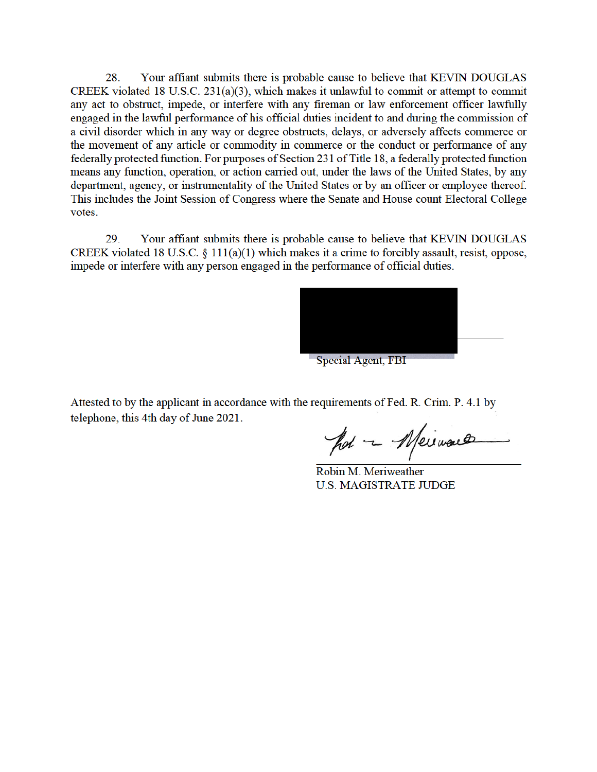28. Your affiant submits there is probable cause to believe that KEVIN DOUGLAS CREEK violated 18 U.S.C. 231(a)(3), which makes it unlawful to commit or attempt to commit any act to obstruct, impede, or interfere with any fireman or law enforcement officer lawfully engaged in the lawful performance of his official duties incident to and during the commission of a civil disorder which in any way or degree obstructs, delays, or adversely affects commerce or the movement of any article or commodity in commerce or the conduct or performance of any federally protected function. For purposes of Section 231 of Title 18, a federally protected function means any function, operation, or action carried out, under the laws of the United States, by any department, agency, or instrumentality of the United States or by an officer or employee thereof. This includes the Joint Session of Congress where the Senate and House count Electoral College votes.

29. Your affiant submits there is probable cause to believe that KEVIN DOUGLAS CREEK violated 18 U.S.C. § 111(a)(1) which makes it a crime to forcibly assault, resist, oppose, impede or interfere with any person engaged in the performance of official duties.

Special Agent, FBI

Attested to by the applicant in accordance with the requirements of Fed. R. Crim. P. 4.1 by telephone, this 4th day of June 2021.

Robin M. Meriweather
U.S. MAGISTRATE JUDGE